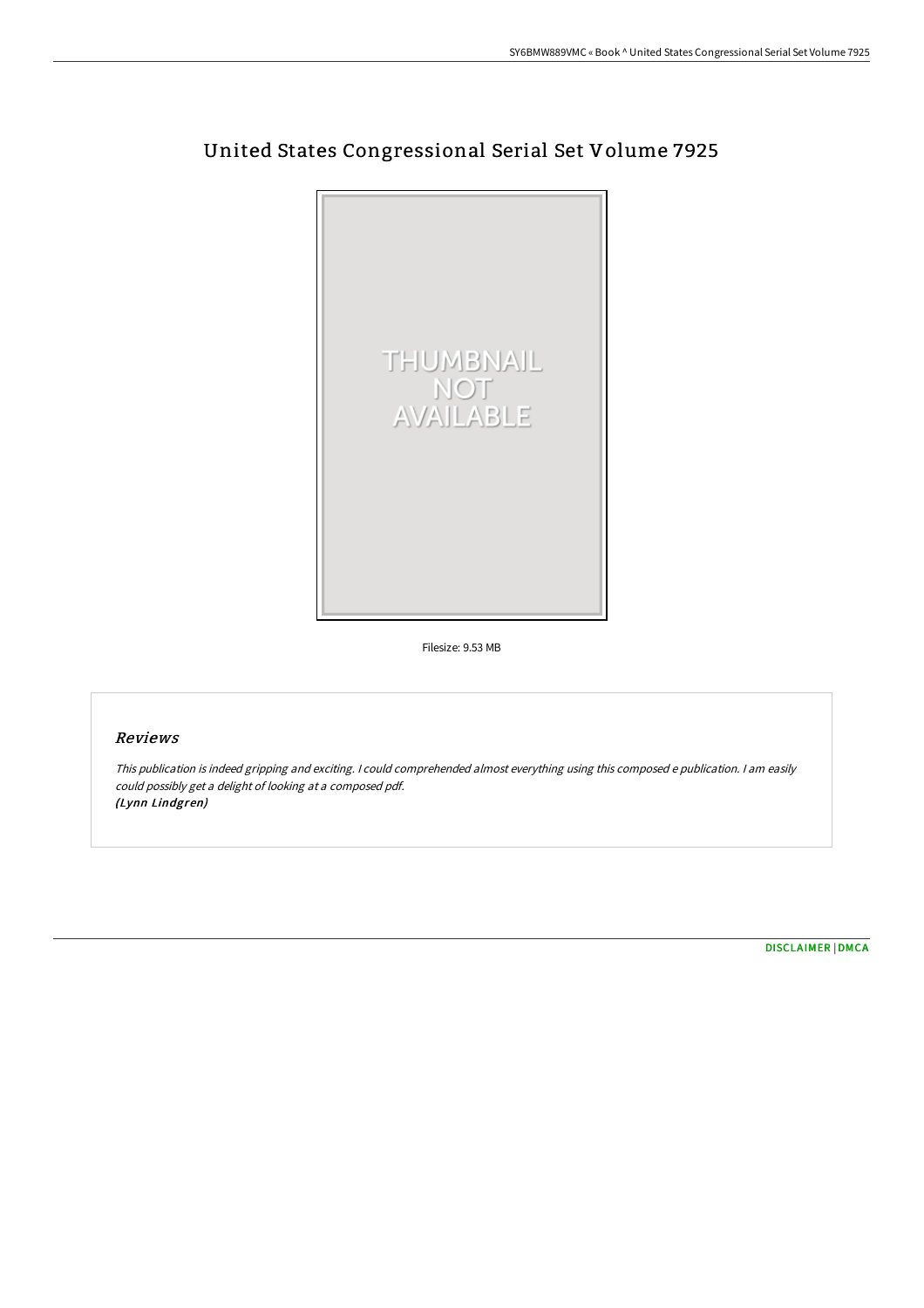# United States Congressional Serial Set Volume 7925

Filesize: 9.53 MB

## Reviews

*This publication is indeed gripping and exciting. I could comprehended almost everything using this composed e publication. I am easily could possibly get a delight of looking at a composed pdf.*
*(Lynn Lindgren)*

DISCLAIMER | DMCA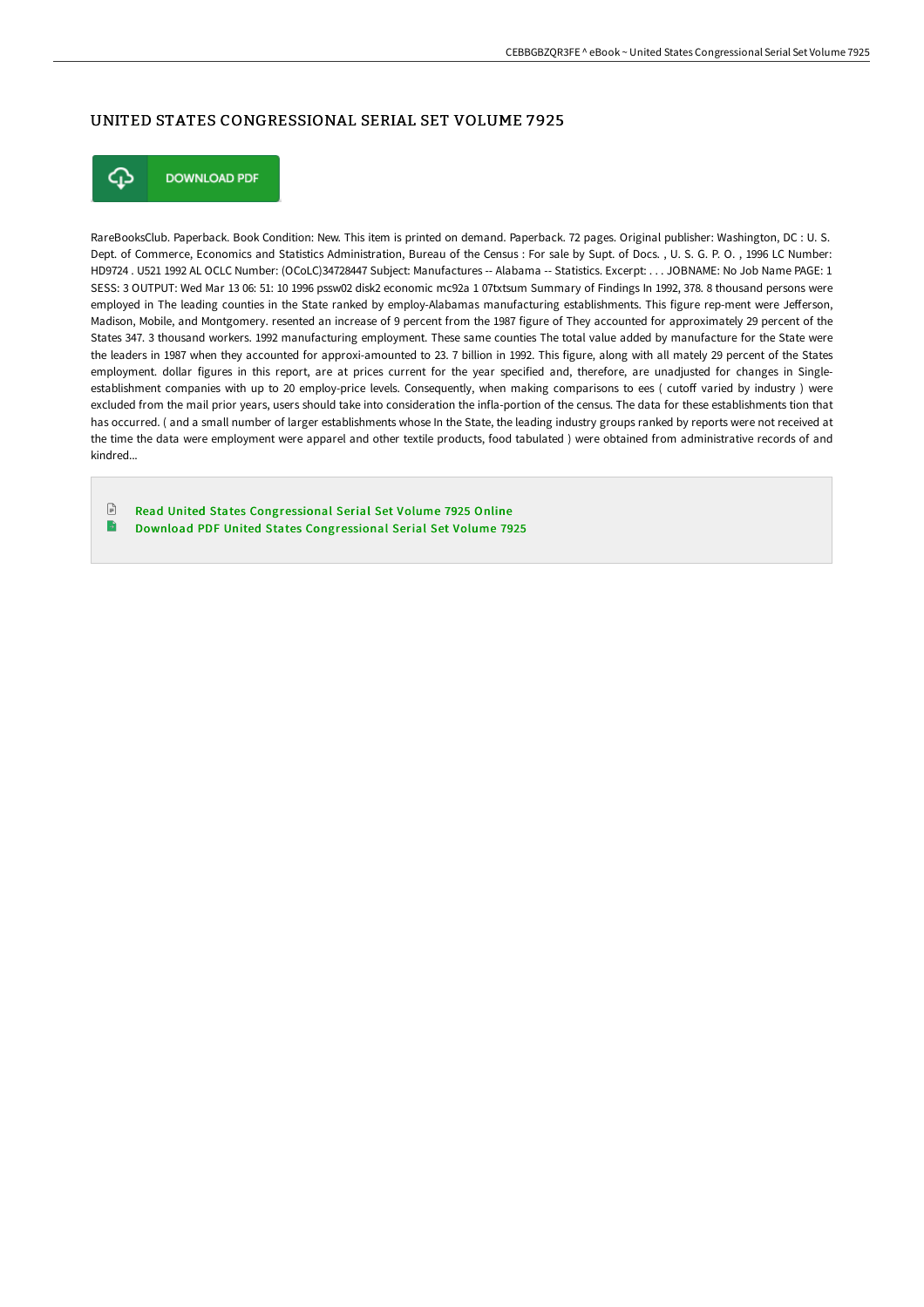# UNITED STATES CONGRESSIONAL SERIAL SET VOLUME 7925

DOWNLOAD PDF

RareBooksClub. Paperback. Book Condition: New. This item is printed on demand. Paperback. 72 pages. Original publisher: Washington, DC : U. S. Dept. of Commerce, Economics and Statistics Administration, Bureau of the Census : For sale by Supt. of Docs. , U. S. G. P. O. , 1996 LC Number: HD9724 . U521 1992 AL OCLC Number: (OCoLC)34728447 Subject: Manufactures -- Alabama -- Statistics. Excerpt: . . . JOBNAME: No Job Name PAGE: 1 SESS: 3 OUTPUT: Wed Mar 13 06: 51: 10 1996 pssw02 disk2 economic mc92a 1 07txtsum Summary of Findings In 1992, 378. 8 thousand persons were employed in The leading counties in the State ranked by employ-Alabamas manufacturing establishments. This figure rep-ment were Jefferson, Madison, Mobile, and Montgomery. resented an increase of 9 percent from the 1987 figure of They accounted for approximately 29 percent of the States 347. 3 thousand workers. 1992 manufacturing employment. These same counties The total value added by manufacture for the State were the leaders in 1987 when they accounted for approxi-amounted to 23. 7 billion in 1992. This figure, along with all mately 29 percent of the States employment. dollar figures in this report, are at prices current for the year specified and, therefore, are unadjusted for changes in Single-establishment companies with up to 20 employ-price levels. Consequently, when making comparisons to ees ( cutoff varied by industry ) were excluded from the mail prior years, users should take into consideration the infla-portion of the census. The data for these establishments tion that has occurred. ( and a small number of larger establishments whose In the State, the leading industry groups ranked by reports were not received at the time the data were employment were apparel and other textile products, food tabulated ) were obtained from administrative records of and kindred...

- Read United States Congressional Serial Set Volume 7925 Online
- Download PDF United States Congressional Serial Set Volume 7925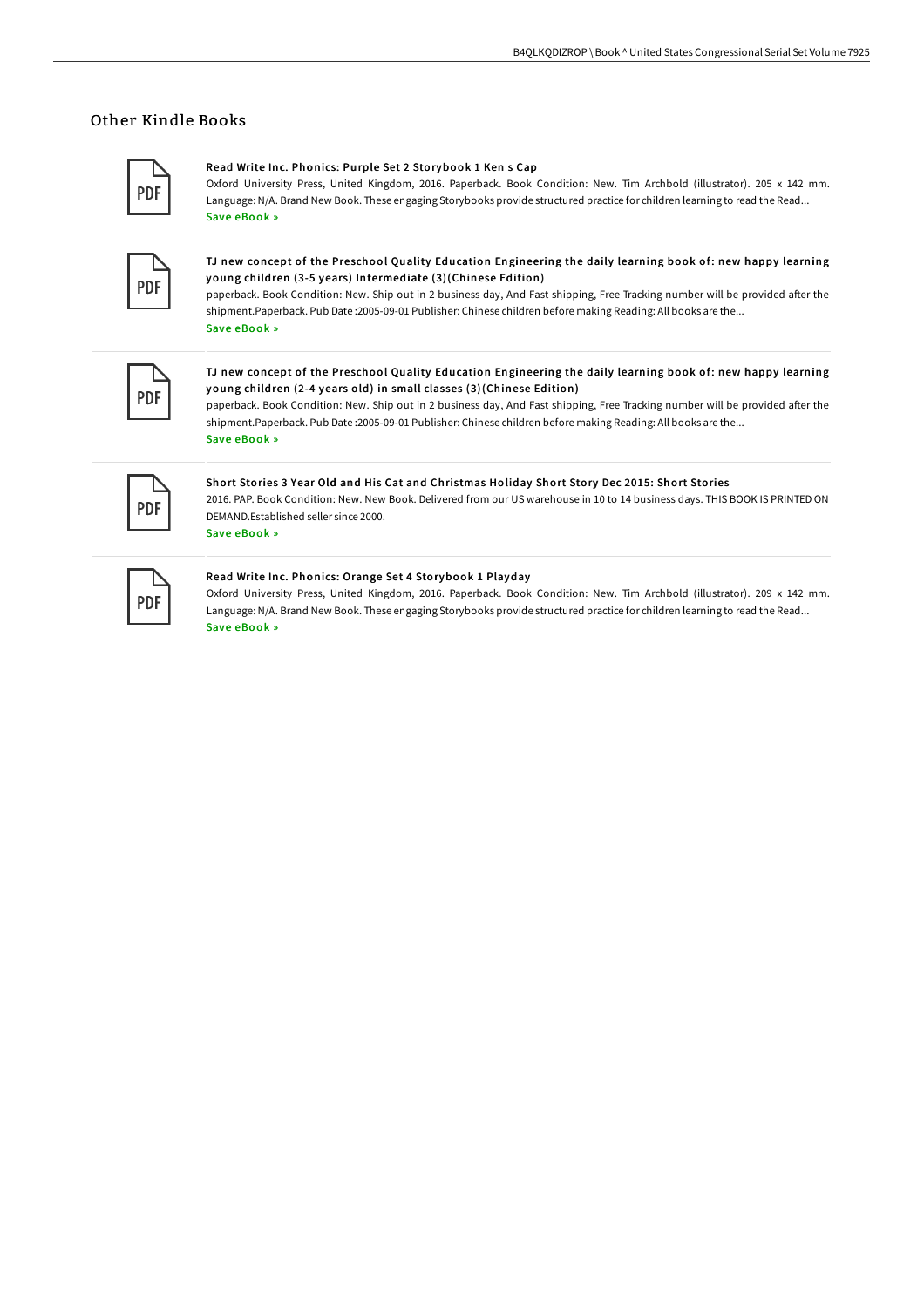## Other Kindle Books

**Read Write Inc. Phonics: Purple Set 2 Storybook 1 Ken s Cap**

Oxford University Press, United Kingdom, 2016. Paperback. Book Condition: New. Tim Archbold (illustrator). 205 x 142 mm. Language: N/A. Brand New Book. These engaging Storybooks provide structured practice for children learning to read the Read...

Save eBook »

**TJ new concept of the Preschool Quality Education Engineering the daily learning book of: new happy learning young children (3-5 years) Intermediate (3)(Chinese Edition)**

paperback. Book Condition: New. Ship out in 2 business day, And Fast shipping, Free Tracking number will be provided after the shipment.Paperback. Pub Date :2005-09-01 Publisher: Chinese children before making Reading: All books are the...

Save eBook »

**TJ new concept of the Preschool Quality Education Engineering the daily learning book of: new happy learning young children (2-4 years old) in small classes (3)(Chinese Edition)**

paperback. Book Condition: New. Ship out in 2 business day, And Fast shipping, Free Tracking number will be provided after the shipment.Paperback. Pub Date :2005-09-01 Publisher: Chinese children before making Reading: All books are the...

Save eBook »

**Short Stories 3 Year Old and His Cat and Christmas Holiday Short Story Dec 2015: Short Stories**

2016. PAP. Book Condition: New. New Book. Delivered from our US warehouse in 10 to 14 business days. THIS BOOK IS PRINTED ON DEMAND.Established seller since 2000.

Save eBook »

**Read Write Inc. Phonics: Orange Set 4 Storybook 1 Playday**

Oxford University Press, United Kingdom, 2016. Paperback. Book Condition: New. Tim Archbold (illustrator). 209 x 142 mm. Language: N/A. Brand New Book. These engaging Storybooks provide structured practice for children learning to read the Read...

Save eBook »